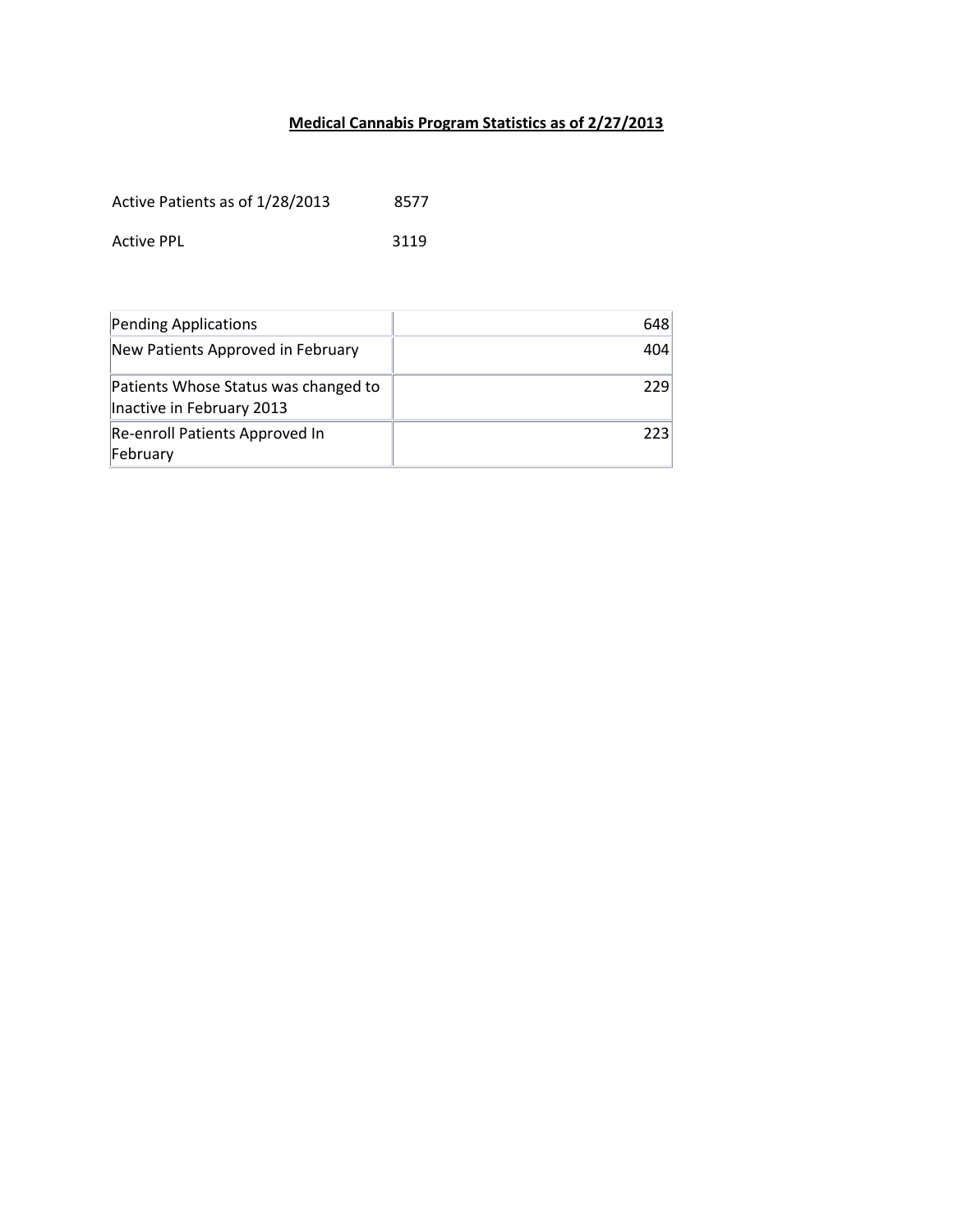**Medical Cannabis Program Statistics as of 2/27/2013**

Active Patients as of 1/28/2013 8577

Active PPL 3119

| Pending Applications | 648 |
|---|---|
| New Patients Approved in February | 404 |
| Patients Whose Status was changed to Inactive in February 2013 | 229 |
| Re-enroll Patients Approved In February | 223 |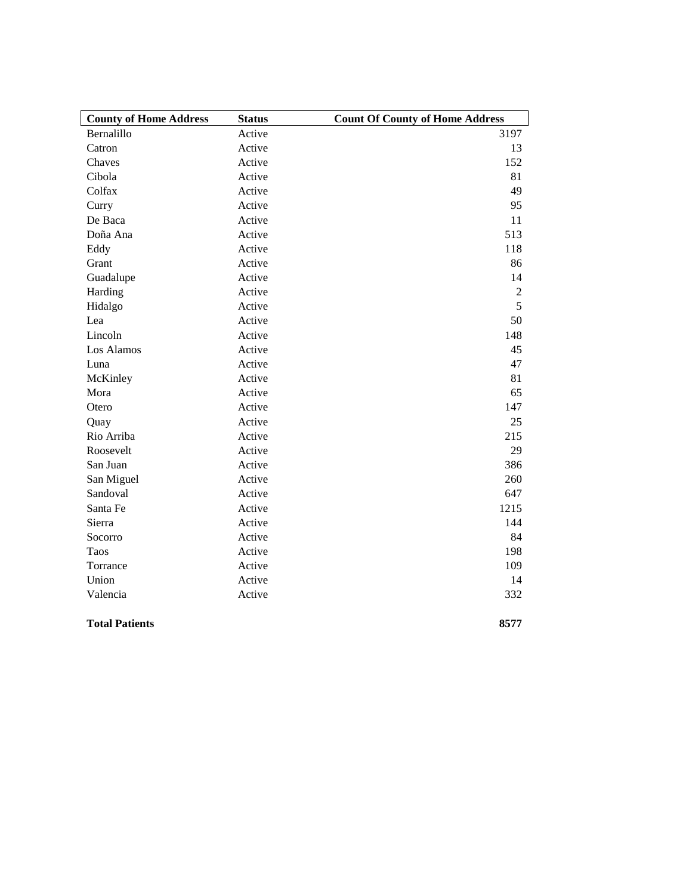| County of Home Address | Status | Count Of County of Home Address |
|---|---|---|
| Bernalillo | Active | 3197 |
| Catron | Active | 13 |
| Chaves | Active | 152 |
| Cibola | Active | 81 |
| Colfax | Active | 49 |
| Curry | Active | 95 |
| De Baca | Active | 11 |
| Doña Ana | Active | 513 |
| Eddy | Active | 118 |
| Grant | Active | 86 |
| Guadalupe | Active | 14 |
| Harding | Active | 2 |
| Hidalgo | Active | 5 |
| Lea | Active | 50 |
| Lincoln | Active | 148 |
| Los Alamos | Active | 45 |
| Luna | Active | 47 |
| McKinley | Active | 81 |
| Mora | Active | 65 |
| Otero | Active | 147 |
| Quay | Active | 25 |
| Rio Arriba | Active | 215 |
| Roosevelt | Active | 29 |
| San Juan | Active | 386 |
| San Miguel | Active | 260 |
| Sandoval | Active | 647 |
| Santa Fe | Active | 1215 |
| Sierra | Active | 144 |
| Socorro | Active | 84 |
| Taos | Active | 198 |
| Torrance | Active | 109 |
| Union | Active | 14 |
| Valencia | Active | 332 |
| **Total Patients** | | **8577** |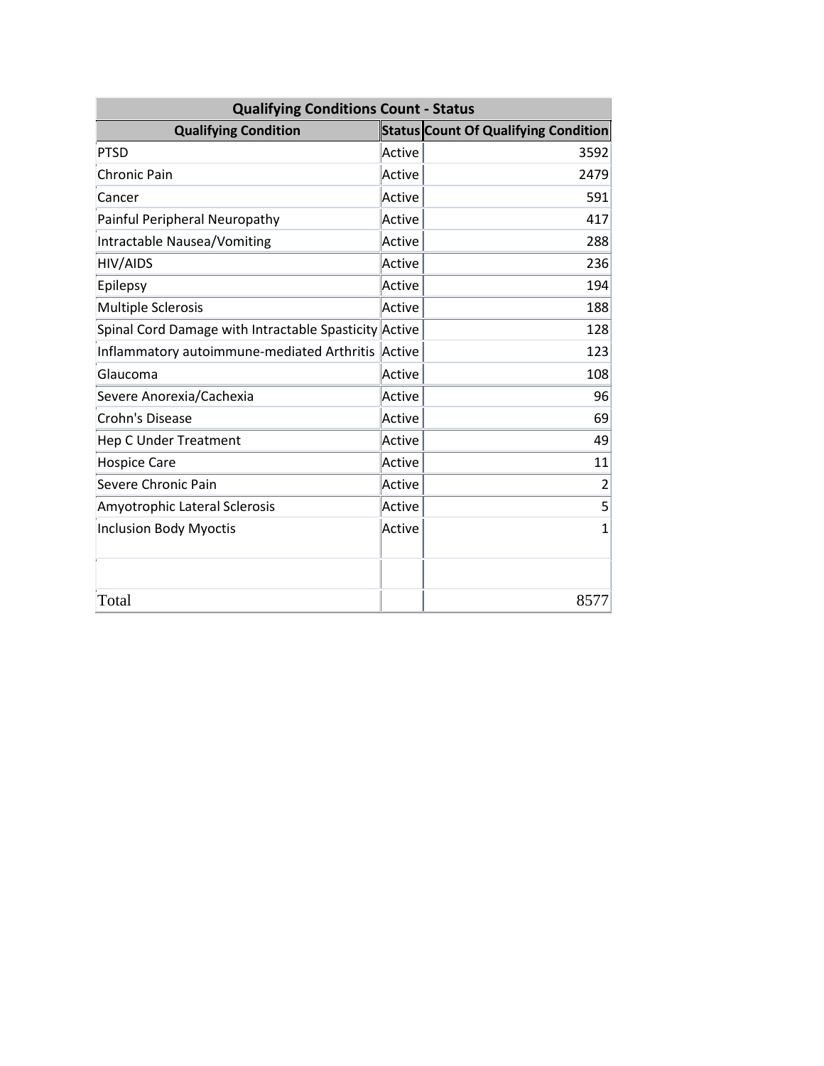| Qualifying Conditions Count - Status | | |
|---|---|---|
| **Qualifying Condition** | **Status** | **Count Of Qualifying Condition** |
| PTSD | Active | 3592 |
| Chronic Pain | Active | 2479 |
| Cancer | Active | 591 |
| Painful Peripheral Neuropathy | Active | 417 |
| Intractable Nausea/Vomiting | Active | 288 |
| HIV/AIDS | Active | 236 |
| Epilepsy | Active | 194 |
| Multiple Sclerosis | Active | 188 |
| Spinal Cord Damage with Intractable Spasticity | Active | 128 |
| Inflammatory autoimmune-mediated Arthritis | Active | 123 |
| Glaucoma | Active | 108 |
| Severe Anorexia/Cachexia | Active | 96 |
| Crohn's Disease | Active | 69 |
| Hep C Under Treatment | Active | 49 |
| Hospice Care | Active | 11 |
| Severe Chronic Pain | Active | 2 |
| Amyotrophic Lateral Sclerosis | Active | 5 |
| Inclusion Body Myoctis | Active | 1 |
| | | |
| Total | | 8577 |